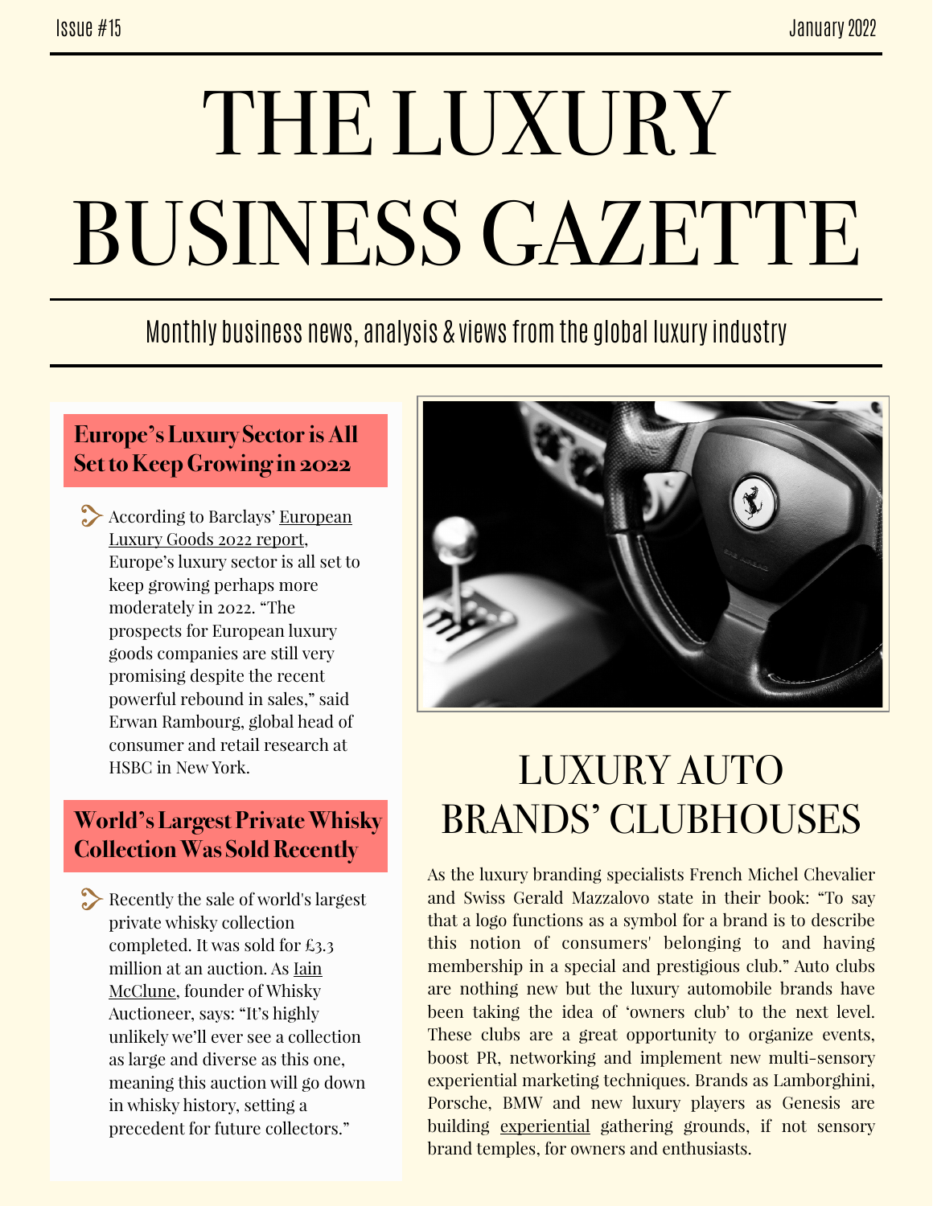Issue #15

January 2022

# THE LUXURY BUSINESS GAZETTE

Monthly business news, analysis & views from the global luxury industry

## Europe's Luxury Sector is All Set to Keep Growing in 2022

According to Barclays' European Luxury Goods 2022 report, Europe's luxury sector is all set to keep growing perhaps more moderately in 2022. "The prospects for European luxury goods companies are still very promising despite the recent powerful rebound in sales," said Erwan Rambourg, global head of consumer and retail research at HSBC in New York.

## World's Largest Private Whisky Collection Was Sold Recently

Recently the sale of world's largest private whisky collection completed. It was sold for £3.3 million at an auction. As Iain McClune, founder of Whisky Auctioneer, says: "It's highly unlikely we'll ever see a collection as large and diverse as this one, meaning this auction will go down in whisky history, setting a precedent for future collectors."

## LUXURY AUTO BRANDS' CLUBHOUSES

As the luxury branding specialists French Michel Chevalier and Swiss Gerald Mazzalovo state in their book: "To say that a logo functions as a symbol for a brand is to describe this notion of consumers' belonging to and having membership in a special and prestigious club." Auto clubs are nothing new but the luxury automobile brands have been taking the idea of 'owners club' to the next level. These clubs are a great opportunity to organize events, boost PR, networking and implement new multi-sensory experiential marketing techniques. Brands as Lamborghini, Porsche, BMW and new luxury players as Genesis are building experiential gathering grounds, if not sensory brand temples, for owners and enthusiasts.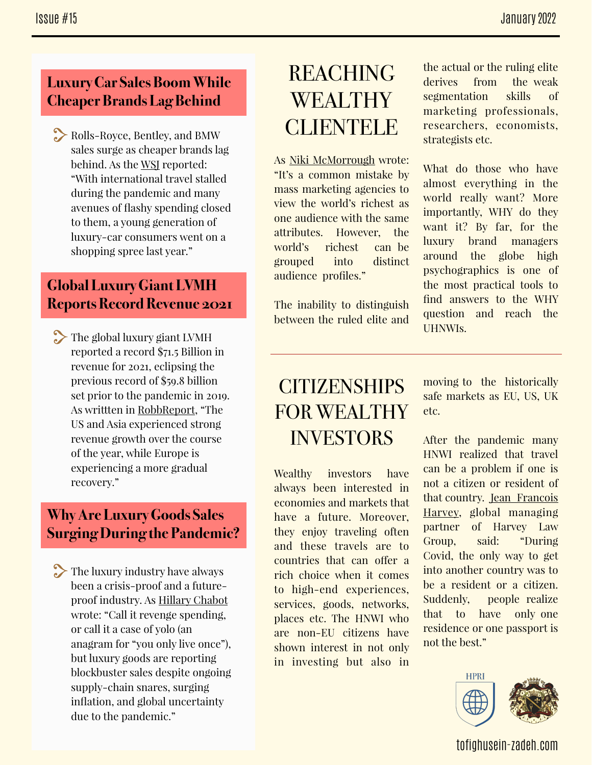## Luxury Car Sales Boom While Cheaper Brands Lag Behind

- Rolls-Royce, Bentley, and BMW sales surge as cheaper brands lag behind. As the WSJ reported: "With international travel stalled during the pandemic and many avenues of flashy spending closed to them, a young generation of luxury-car consumers went on a shopping spree last year."

## Global Luxury Giant LVMH Reports Record Revenue 2021

- The global luxury giant LVMH reported a record $71.5 Billion in revenue for 2021, eclipsing the previous record of $59.8 billion set prior to the pandemic in 2019. As writtten in RobbReport, "The US and Asia experienced strong revenue growth over the course of the year, while Europe is experiencing a more gradual recovery."

## Why Are Luxury Goods Sales Surging During the Pandemic?

- The luxury industry have always been a crisis-proof and a future-proof industry. As Hillary Chabot wrote: "Call it revenge spending, or call it a case of yolo (an anagram for "you only live once"), but luxury goods are reporting blockbuster sales despite ongoing supply-chain snares, surging inflation, and global uncertainty due to the pandemic."

# REACHING WEALTHY CLIENTELE

As Niki McMorrough wrote: "It's a common mistake by mass marketing agencies to view the world's richest as one audience with the same attributes. However, the world's richest can be grouped into distinct audience profiles."

The inability to distinguish between the ruled elite and the actual or the ruling elite derives from the weak segmentation skills of marketing professionals, researchers, economists, strategists etc.

What do those who have almost everything in the world really want? More importantly, WHY do they want it? By far, for the luxury brand managers around the globe high psychographics is one of the most practical tools to find answers to the WHY question and reach the UHNWIs.

# CITIZENSHIPS FOR WEALTHY INVESTORS

Wealthy investors have always been interested in economies and markets that have a future. Moreover, they enjoy traveling often and these travels are to countries that can offer a rich choice when it comes to high-end experiences, services, goods, networks, places etc. The HNWI who are non-EU citizens have shown interest in not only in investing but also in moving to the historically safe markets as EU, US, UK etc.

After the pandemic many HNWI realized that travel can be a problem if one is not a citizen or resident of that country. Jean Francois Harvey, global managing partner of Harvey Law Group, said: "During Covid, the only way to get into another country was to be a resident or a citizen. Suddenly, people realize that to have only one residence or one passport is not the best."

HPRI

tofighusein-zadeh.com